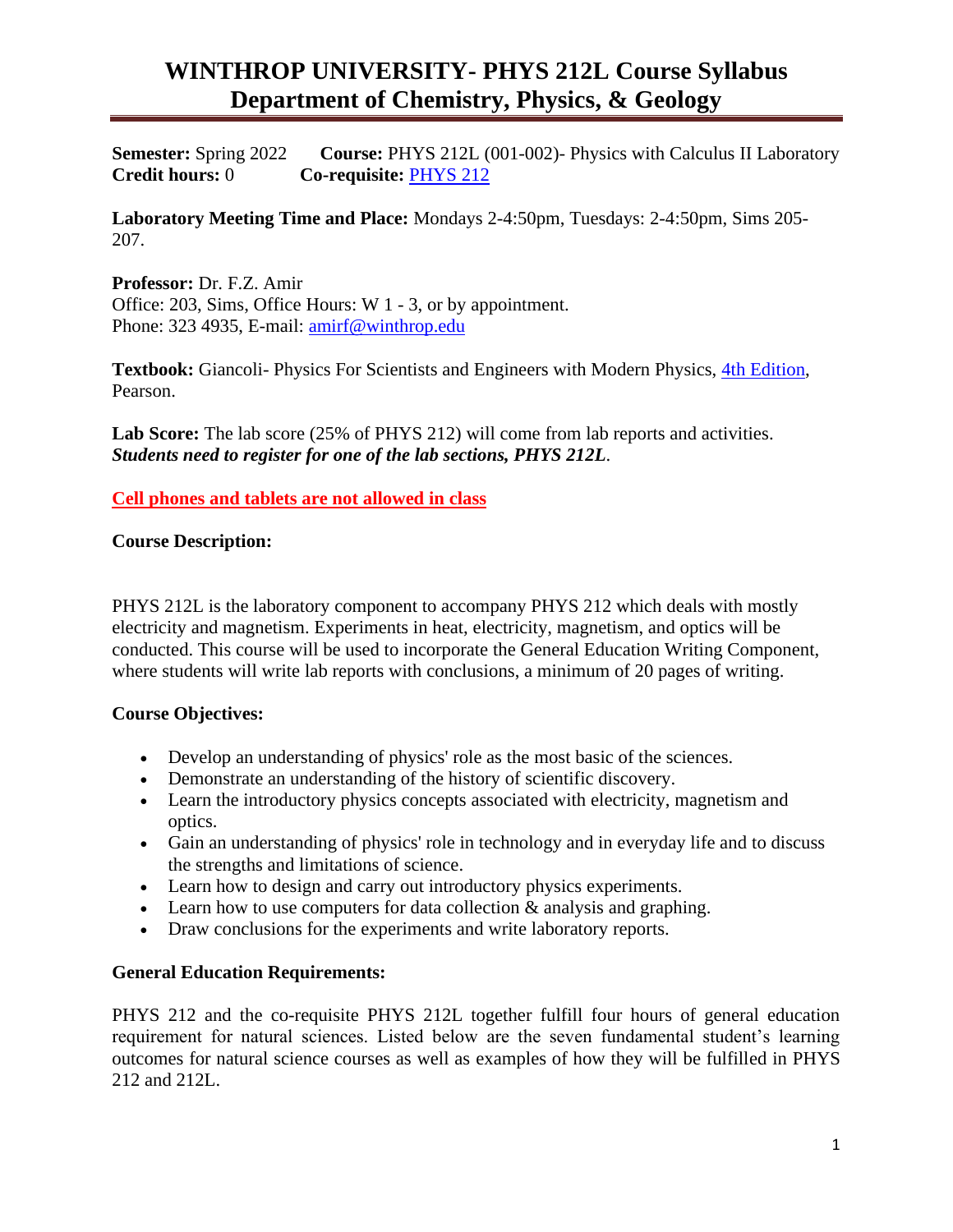# WINTHROP UNIVERSITY- PHYS 212L Course Syllabus
# Department of Chemistry, Physics, & Geology

**Semester:** Spring 2022 **Course:** PHYS 212L (001-002)- Physics with Calculus II Laboratory
**Credit hours:** 0 **Co-requisite:** PHYS 212

**Laboratory Meeting Time and Place:** Mondays 2-4:50pm, Tuesdays: 2-4:50pm, Sims 205-207.

**Professor:** Dr. F.Z. Amir
Office: 203, Sims, Office Hours: W 1 - 3, or by appointment.
Phone: 323 4935, E-mail: amirf@winthrop.edu

**Textbook:** Giancoli- Physics For Scientists and Engineers with Modern Physics, 4th Edition, Pearson.

**Lab Score:** The lab score (25% of PHYS 212) will come from lab reports and activities. ***Students need to register for one of the lab sections, PHYS 212L.***

**Cell phones and tablets are not allowed in class**

**Course Description:**

PHYS 212L is the laboratory component to accompany PHYS 212 which deals with mostly electricity and magnetism. Experiments in heat, electricity, magnetism, and optics will be conducted. This course will be used to incorporate the General Education Writing Component, where students will write lab reports with conclusions, a minimum of 20 pages of writing.

**Course Objectives:**

- Develop an understanding of physics' role as the most basic of the sciences.
- Demonstrate an understanding of the history of scientific discovery.
- Learn the introductory physics concepts associated with electricity, magnetism and optics.
- Gain an understanding of physics' role in technology and in everyday life and to discuss the strengths and limitations of science.
- Learn how to design and carry out introductory physics experiments.
- Learn how to use computers for data collection & analysis and graphing.
- Draw conclusions for the experiments and write laboratory reports.

**General Education Requirements:**

PHYS 212 and the co-requisite PHYS 212L together fulfill four hours of general education requirement for natural sciences. Listed below are the seven fundamental student's learning outcomes for natural science courses as well as examples of how they will be fulfilled in PHYS 212 and 212L.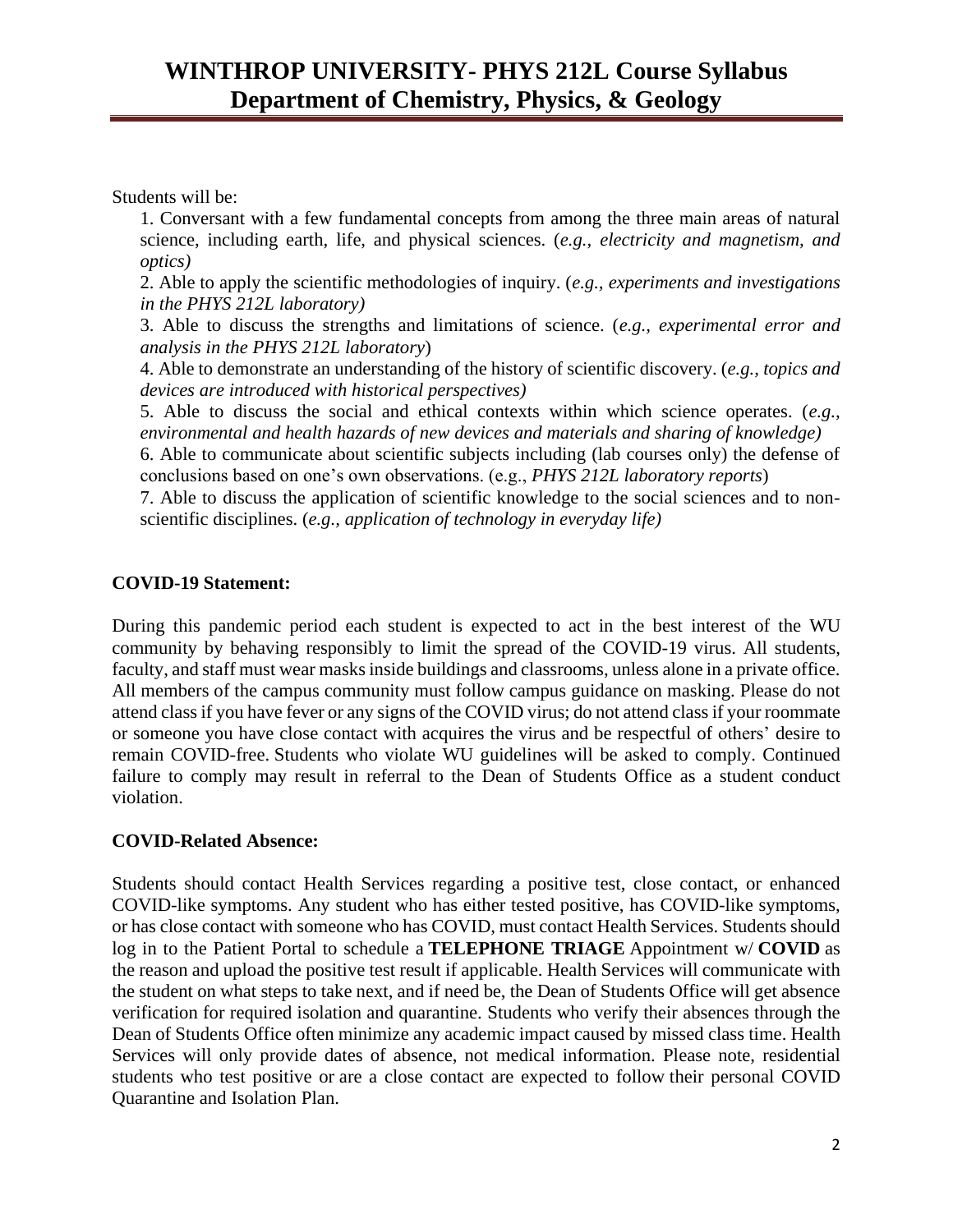Students will be:

1. Conversant with a few fundamental concepts from among the three main areas of natural science, including earth, life, and physical sciences. (*e.g., electricity and magnetism, and optics)*
2. Able to apply the scientific methodologies of inquiry. (*e.g., experiments and investigations in the PHYS 212L laboratory)*
3. Able to discuss the strengths and limitations of science. (*e.g., experimental error and analysis in the PHYS 212L laboratory*)
4. Able to demonstrate an understanding of the history of scientific discovery. (*e.g., topics and devices are introduced with historical perspectives)*
5. Able to discuss the social and ethical contexts within which science operates. (*e.g., environmental and health hazards of new devices and materials and sharing of knowledge)*
6. Able to communicate about scientific subjects including (lab courses only) the defense of conclusions based on one's own observations. (e.g., *PHYS 212L laboratory reports*)
7. Able to discuss the application of scientific knowledge to the social sciences and to non-scientific disciplines. (*e.g., application of technology in everyday life)*

**COVID-19 Statement:**

During this pandemic period each student is expected to act in the best interest of the WU community by behaving responsibly to limit the spread of the COVID-19 virus. All students, faculty, and staff must wear masks inside buildings and classrooms, unless alone in a private office. All members of the campus community must follow campus guidance on masking. Please do not attend class if you have fever or any signs of the COVID virus; do not attend class if your roommate or someone you have close contact with acquires the virus and be respectful of others' desire to remain COVID-free. Students who violate WU guidelines will be asked to comply. Continued failure to comply may result in referral to the Dean of Students Office as a student conduct violation.

**COVID-Related Absence:**

Students should contact Health Services regarding a positive test, close contact, or enhanced COVID-like symptoms. Any student who has either tested positive, has COVID-like symptoms, or has close contact with someone who has COVID, must contact Health Services. Students should log in to the Patient Portal to schedule a **TELEPHONE TRIAGE** Appointment w/ **COVID** as the reason and upload the positive test result if applicable. Health Services will communicate with the student on what steps to take next, and if need be, the Dean of Students Office will get absence verification for required isolation and quarantine. Students who verify their absences through the Dean of Students Office often minimize any academic impact caused by missed class time. Health Services will only provide dates of absence, not medical information. Please note, residential students who test positive or are a close contact are expected to follow their personal COVID Quarantine and Isolation Plan.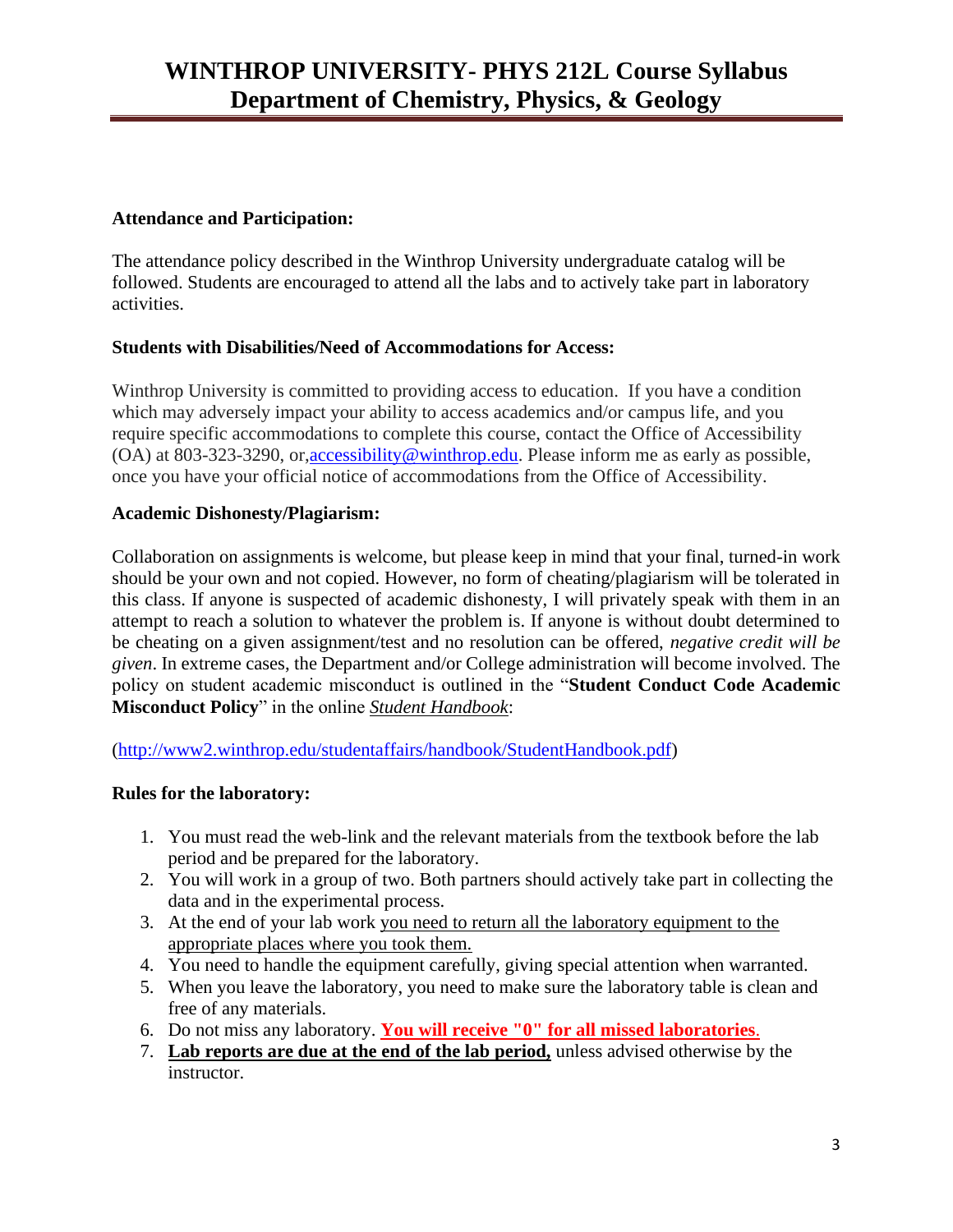**Attendance and Participation:**

The attendance policy described in the Winthrop University undergraduate catalog will be followed. Students are encouraged to attend all the labs and to actively take part in laboratory activities.

**Students with Disabilities/Need of Accommodations for Access:**

Winthrop University is committed to providing access to education. If you have a condition which may adversely impact your ability to access academics and/or campus life, and you require specific accommodations to complete this course, contact the Office of Accessibility (OA) at 803-323-3290, or, accessibility@winthrop.edu. Please inform me as early as possible, once you have your official notice of accommodations from the Office of Accessibility.

**Academic Dishonesty/Plagiarism:**

Collaboration on assignments is welcome, but please keep in mind that your final, turned-in work should be your own and not copied. However, no form of cheating/plagiarism will be tolerated in this class. If anyone is suspected of academic dishonesty, I will privately speak with them in an attempt to reach a solution to whatever the problem is. If anyone is without doubt determined to be cheating on a given assignment/test and no resolution can be offered, *negative credit will be given*. In extreme cases, the Department and/or College administration will become involved. The policy on student academic misconduct is outlined in the "**Student Conduct Code Academic Misconduct Policy**" in the online *Student Handbook*:

(http://www2.winthrop.edu/studentaffairs/handbook/StudentHandbook.pdf)

**Rules for the laboratory:**

1. You must read the web-link and the relevant materials from the textbook before the lab period and be prepared for the laboratory.
2. You will work in a group of two. Both partners should actively take part in collecting the data and in the experimental process.
3. At the end of your lab work you need to return all the laboratory equipment to the appropriate places where you took them.
4. You need to handle the equipment carefully, giving special attention when warranted.
5. When you leave the laboratory, you need to make sure the laboratory table is clean and free of any materials.
6. Do not miss any laboratory. **You will receive "0" for all missed laboratories**.
7. **Lab reports are due at the end of the lab period,** unless advised otherwise by the instructor.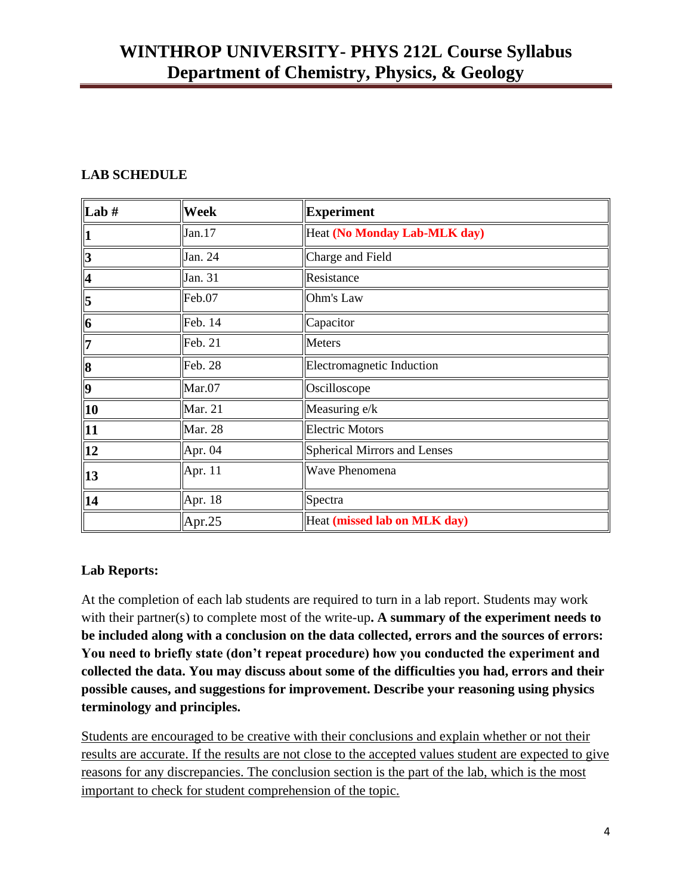**LAB SCHEDULE**

| **Lab #** | **Week** | **Experiment** |
|---|---|---|
| **1** | Jan.17 | Heat **(No Monday Lab-MLK day)** |
| **3** | Jan. 24 | Charge and Field |
| **4** | Jan. 31 | Resistance |
| **5** | Feb.07 | Ohm's Law |
| **6** | Feb. 14 | Capacitor |
| **7** | Feb. 21 | Meters |
| **8** | Feb. 28 | Electromagnetic Induction |
| **9** | Mar.07 | Oscilloscope |
| **10** | Mar. 21 | Measuring e/k |
| **11** | Mar. 28 | Electric Motors |
| **12** | Apr. 04 | Spherical Mirrors and Lenses |
| **13** | Apr. 11 | Wave Phenomena |
| **14** | Apr. 18 | Spectra |
| | Apr.25 | Heat **(missed lab on MLK day)** |

**Lab Reports:**

At the completion of each lab students are required to turn in a lab report. Students may work with their partner(s) to complete most of the write-up**. A summary of the experiment needs to be included along with a conclusion on the data collected, errors and the sources of errors: You need to briefly state (don't repeat procedure) how you conducted the experiment and collected the data. You may discuss about some of the difficulties you had, errors and their possible causes, and suggestions for improvement. Describe your reasoning using physics terminology and principles.**

Students are encouraged to be creative with their conclusions and explain whether or not their results are accurate. If the results are not close to the accepted values student are expected to give reasons for any discrepancies. The conclusion section is the part of the lab, which is the most important to check for student comprehension of the topic.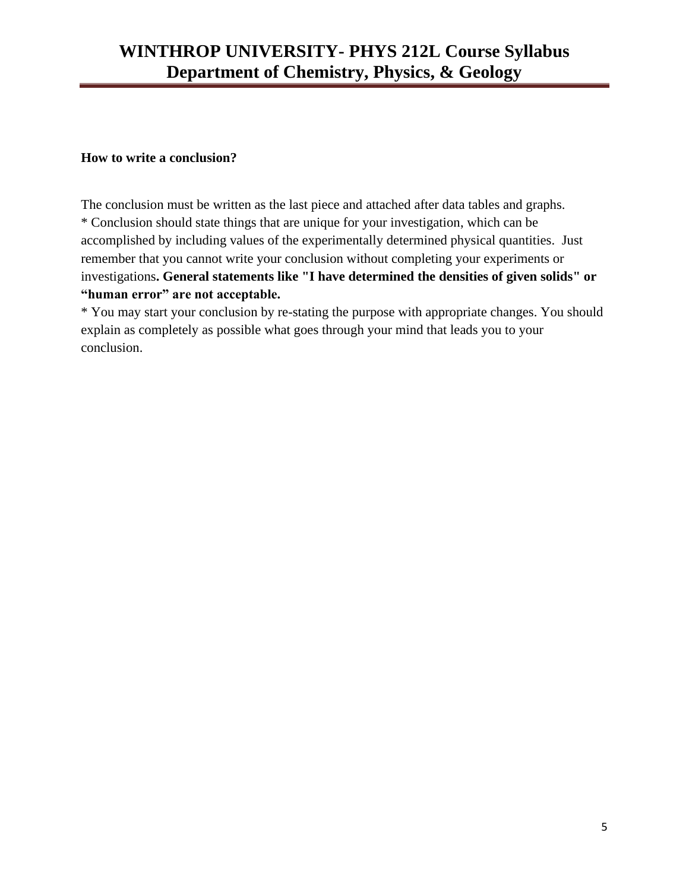**How to write a conclusion?**

The conclusion must be written as the last piece and attached after data tables and graphs.
* Conclusion should state things that are unique for your investigation, which can be accomplished by including values of the experimentally determined physical quantities. Just remember that you cannot write your conclusion without completing your experiments or investigations**. General statements like "I have determined the densities of given solids" or "human error" are not acceptable.**
* You may start your conclusion by re-stating the purpose with appropriate changes. You should explain as completely as possible what goes through your mind that leads you to your conclusion.